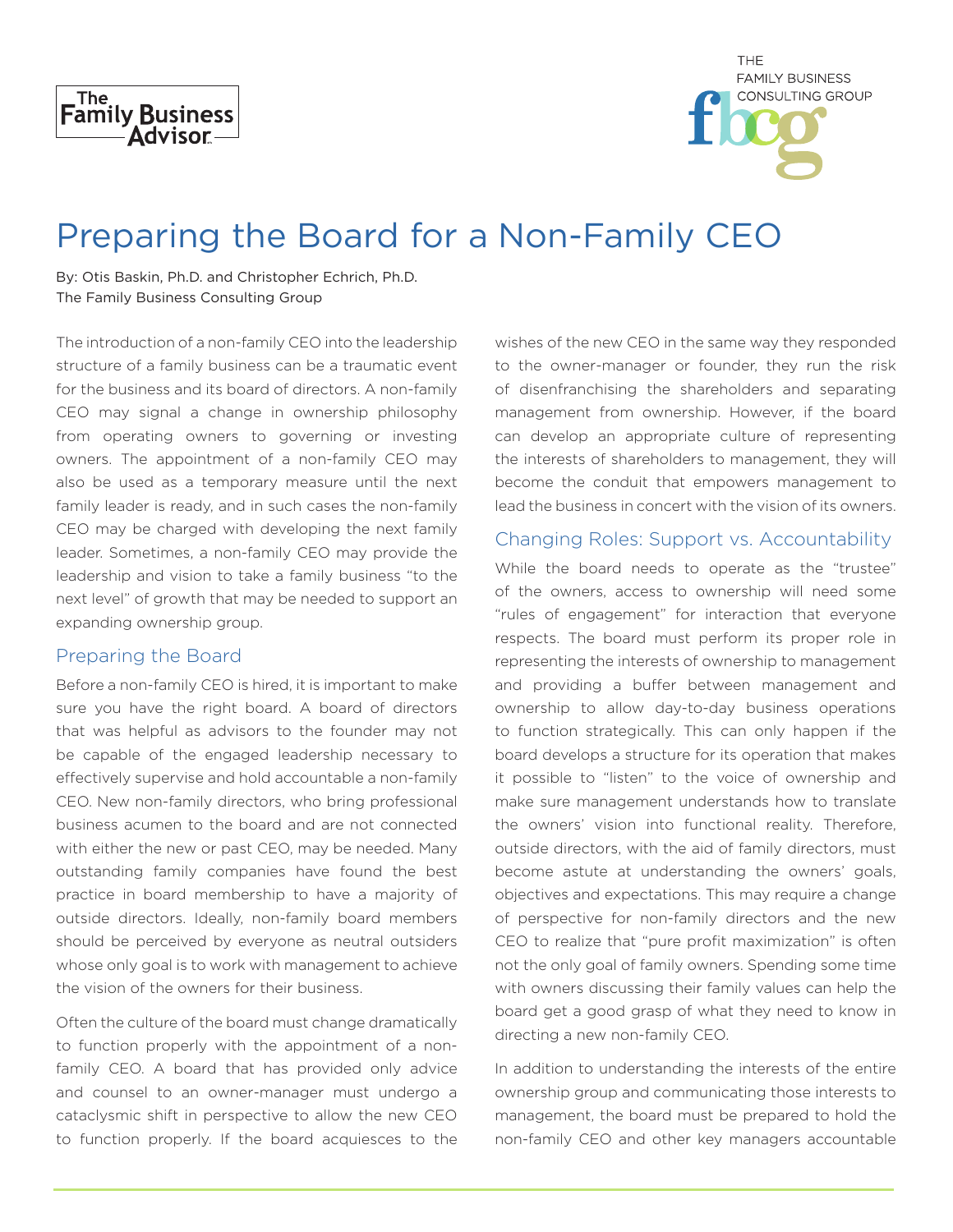# Preparing the Board for a Non-Family CEO

By: Otis Baskin, Ph.D. and Christopher Echrich, Ph.D.
The Family Business Consulting Group

The introduction of a non-family CEO into the leadership structure of a family business can be a traumatic event for the business and its board of directors. A non-family CEO may signal a change in ownership philosophy from operating owners to governing or investing owners. The appointment of a non-family CEO may also be used as a temporary measure until the next family leader is ready, and in such cases the non-family CEO may be charged with developing the next family leader. Sometimes, a non-family CEO may provide the leadership and vision to take a family business "to the next level" of growth that may be needed to support an expanding ownership group.

## Preparing the Board

Before a non-family CEO is hired, it is important to make sure you have the right board. A board of directors that was helpful as advisors to the founder may not be capable of the engaged leadership necessary to effectively supervise and hold accountable a non-family CEO. New non-family directors, who bring professional business acumen to the board and are not connected with either the new or past CEO, may be needed. Many outstanding family companies have found the best practice in board membership to have a majority of outside directors. Ideally, non-family board members should be perceived by everyone as neutral outsiders whose only goal is to work with management to achieve the vision of the owners for their business.

Often the culture of the board must change dramatically to function properly with the appointment of a non-family CEO. A board that has provided only advice and counsel to an owner-manager must undergo a cataclysmic shift in perspective to allow the new CEO to function properly. If the board acquiesces to the wishes of the new CEO in the same way they responded to the owner-manager or founder, they run the risk of disenfranchising the shareholders and separating management from ownership. However, if the board can develop an appropriate culture of representing the interests of shareholders to management, they will become the conduit that empowers management to lead the business in concert with the vision of its owners.

## Changing Roles: Support vs. Accountability

While the board needs to operate as the "trustee" of the owners, access to ownership will need some "rules of engagement" for interaction that everyone respects. The board must perform its proper role in representing the interests of ownership to management and providing a buffer between management and ownership to allow day-to-day business operations to function strategically. This can only happen if the board develops a structure for its operation that makes it possible to "listen" to the voice of ownership and make sure management understands how to translate the owners' vision into functional reality. Therefore, outside directors, with the aid of family directors, must become astute at understanding the owners' goals, objectives and expectations. This may require a change of perspective for non-family directors and the new CEO to realize that "pure profit maximization" is often not the only goal of family owners. Spending some time with owners discussing their family values can help the board get a good grasp of what they need to know in directing a new non-family CEO.

In addition to understanding the interests of the entire ownership group and communicating those interests to management, the board must be prepared to hold the non-family CEO and other key managers accountable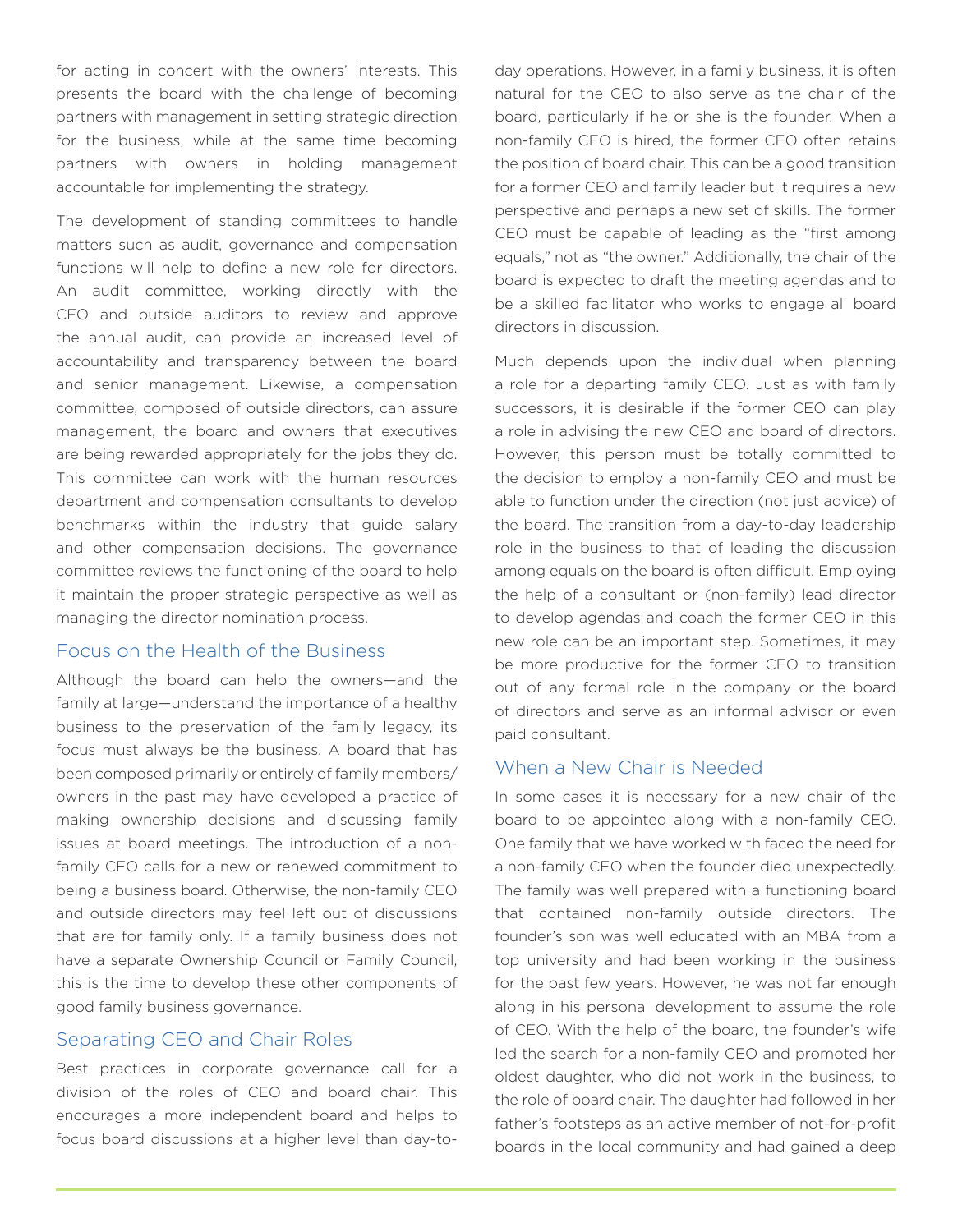for acting in concert with the owners' interests. This presents the board with the challenge of becoming partners with management in setting strategic direction for the business, while at the same time becoming partners with owners in holding management accountable for implementing the strategy.

The development of standing committees to handle matters such as audit, governance and compensation functions will help to define a new role for directors. An audit committee, working directly with the CFO and outside auditors to review and approve the annual audit, can provide an increased level of accountability and transparency between the board and senior management. Likewise, a compensation committee, composed of outside directors, can assure management, the board and owners that executives are being rewarded appropriately for the jobs they do. This committee can work with the human resources department and compensation consultants to develop benchmarks within the industry that guide salary and other compensation decisions. The governance committee reviews the functioning of the board to help it maintain the proper strategic perspective as well as managing the director nomination process.

## Focus on the Health of the Business

Although the board can help the owners—and the family at large—understand the importance of a healthy business to the preservation of the family legacy, its focus must always be the business. A board that has been composed primarily or entirely of family members/owners in the past may have developed a practice of making ownership decisions and discussing family issues at board meetings. The introduction of a non-family CEO calls for a new or renewed commitment to being a business board. Otherwise, the non-family CEO and outside directors may feel left out of discussions that are for family only. If a family business does not have a separate Ownership Council or Family Council, this is the time to develop these other components of good family business governance.

## Separating CEO and Chair Roles

Best practices in corporate governance call for a division of the roles of CEO and board chair. This encourages a more independent board and helps to focus board discussions at a higher level than day-to-day operations. However, in a family business, it is often natural for the CEO to also serve as the chair of the board, particularly if he or she is the founder. When a non-family CEO is hired, the former CEO often retains the position of board chair. This can be a good transition for a former CEO and family leader but it requires a new perspective and perhaps a new set of skills. The former CEO must be capable of leading as the "first among equals," not as "the owner." Additionally, the chair of the board is expected to draft the meeting agendas and to be a skilled facilitator who works to engage all board directors in discussion.

Much depends upon the individual when planning a role for a departing family CEO. Just as with family successors, it is desirable if the former CEO can play a role in advising the new CEO and board of directors. However, this person must be totally committed to the decision to employ a non-family CEO and must be able to function under the direction (not just advice) of the board. The transition from a day-to-day leadership role in the business to that of leading the discussion among equals on the board is often difficult. Employing the help of a consultant or (non-family) lead director to develop agendas and coach the former CEO in this new role can be an important step. Sometimes, it may be more productive for the former CEO to transition out of any formal role in the company or the board of directors and serve as an informal advisor or even paid consultant.

## When a New Chair is Needed

In some cases it is necessary for a new chair of the board to be appointed along with a non-family CEO. One family that we have worked with faced the need for a non-family CEO when the founder died unexpectedly. The family was well prepared with a functioning board that contained non-family outside directors. The founder's son was well educated with an MBA from a top university and had been working in the business for the past few years. However, he was not far enough along in his personal development to assume the role of CEO. With the help of the board, the founder's wife led the search for a non-family CEO and promoted her oldest daughter, who did not work in the business, to the role of board chair. The daughter had followed in her father's footsteps as an active member of not-for-profit boards in the local community and had gained a deep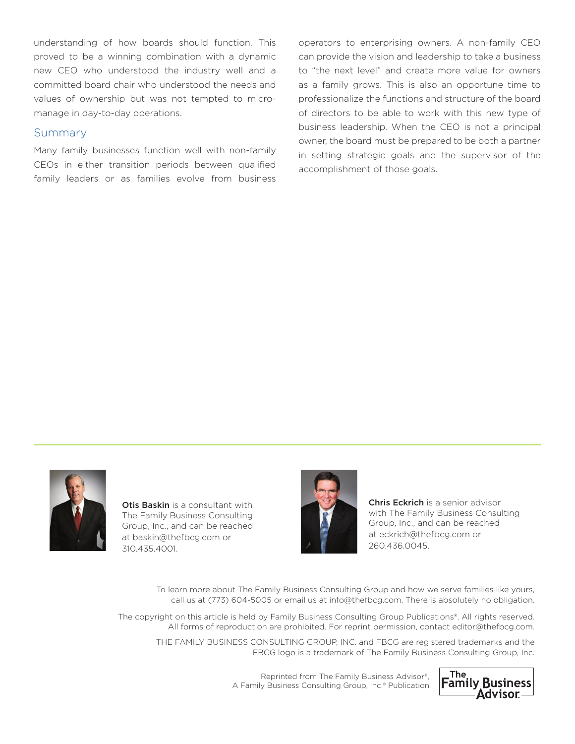understanding of how boards should function. This proved to be a winning combination with a dynamic new CEO who understood the industry well and a committed board chair who understood the needs and values of ownership but was not tempted to micro-manage in day-to-day operations.

## Summary

Many family businesses function well with non-family CEOs in either transition periods between qualified family leaders or as families evolve from business operators to enterprising owners. A non-family CEO can provide the vision and leadership to take a business to "the next level" and create more value for owners as a family grows. This is also an opportune time to professionalize the functions and structure of the board of directors to be able to work with this new type of business leadership. When the CEO is not a principal owner, the board must be prepared to be both a partner in setting strategic goals and the supervisor of the accomplishment of those goals.

---

**Otis Baskin** is a consultant with The Family Business Consulting Group, Inc., and can be reached at baskin@thefbcg.com or 310.435.4001.

**Chris Eckrich** is a senior advisor with The Family Business Consulting Group, Inc., and can be reached at eckrich@thefbcg.com or 260.436.0045.

To learn more about The Family Business Consulting Group and how we serve families like yours, call us at (773) 604-5005 or email us at info@thefbcg.com. There is absolutely no obligation.

The copyright on this article is held by Family Business Consulting Group Publications®. All rights reserved. All forms of reproduction are prohibited. For reprint permission, contact editor@thefbcg.com.

THE FAMILY BUSINESS CONSULTING GROUP, INC. and FBCG are registered trademarks and the FBCG logo is a trademark of The Family Business Consulting Group, Inc.

Reprinted from The Family Business Advisor®, A Family Business Consulting Group, Inc.® Publication

The Family Business Advisor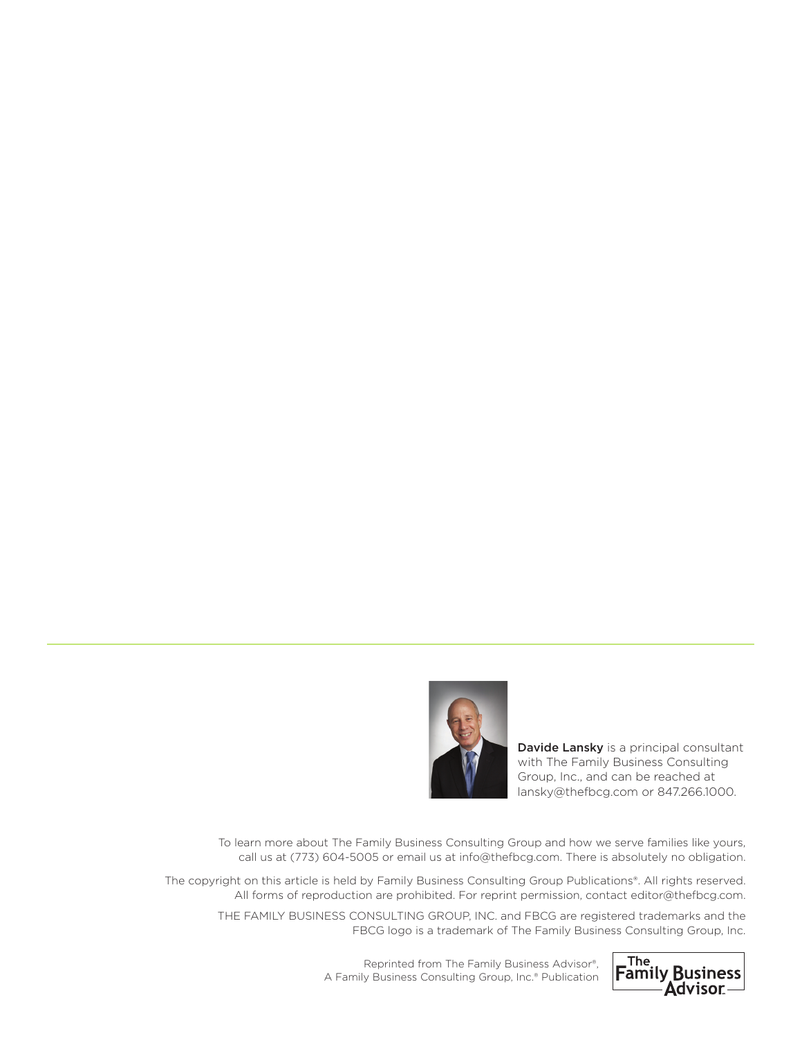**Davide Lansky** is a principal consultant with The Family Business Consulting Group, Inc., and can be reached at lansky@thefbcg.com or 847.266.1000.

To learn more about The Family Business Consulting Group and how we serve families like yours, call us at (773) 604-5005 or email us at info@thefbcg.com. There is absolutely no obligation.

The copyright on this article is held by Family Business Consulting Group Publications®. All rights reserved. All forms of reproduction are prohibited. For reprint permission, contact editor@thefbcg.com.

THE FAMILY BUSINESS CONSULTING GROUP, INC. and FBCG are registered trademarks and the FBCG logo is a trademark of The Family Business Consulting Group, Inc.

Reprinted from The Family Business Advisor®, A Family Business Consulting Group, Inc.® Publication

The Family Business Advisor